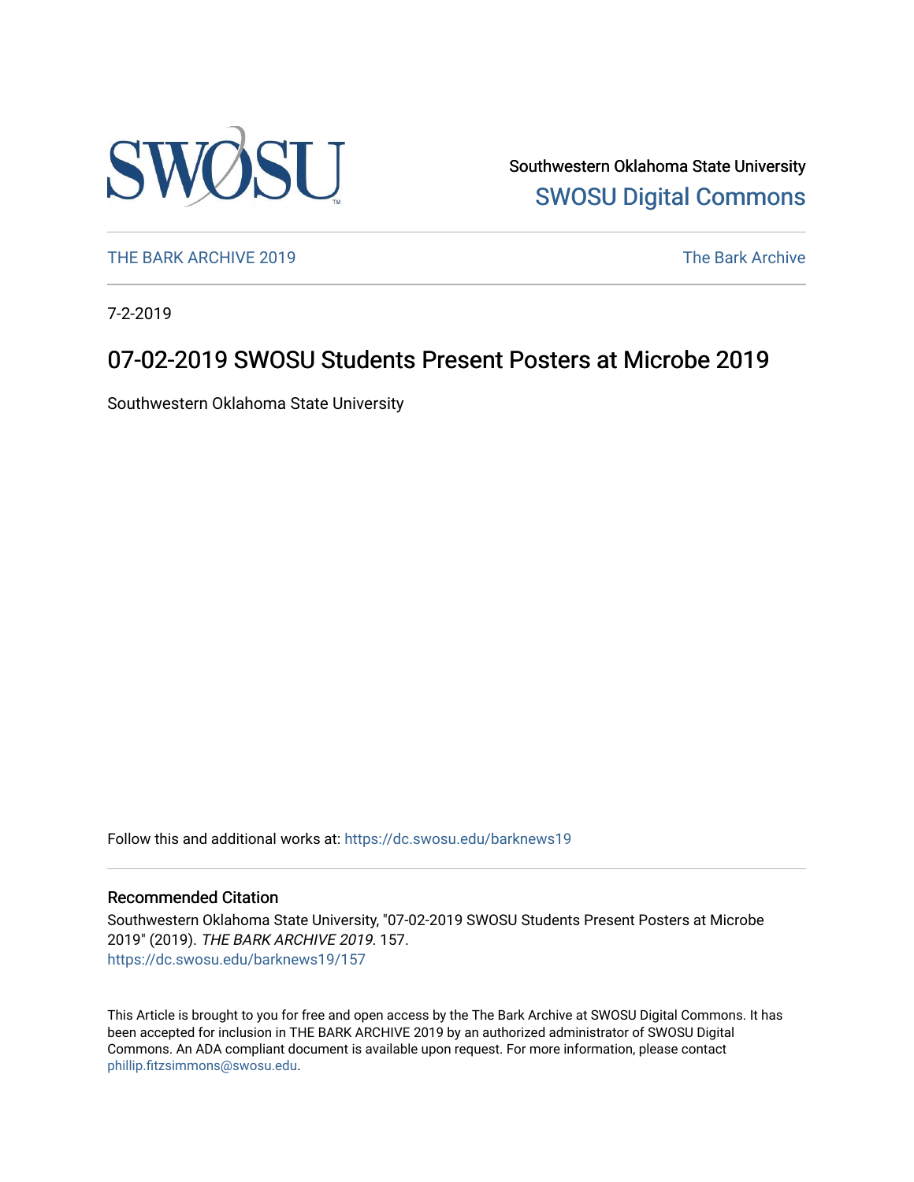Southwestern Oklahoma State University

SWOSU Digital Commons

THE BARK ARCHIVE 2019

The Bark Archive

7-2-2019

# 07-02-2019 SWOSU Students Present Posters at Microbe 2019

Southwestern Oklahoma State University

Follow this and additional works at: https://dc.swosu.edu/barknews19

## Recommended Citation

Southwestern Oklahoma State University, "07-02-2019 SWOSU Students Present Posters at Microbe 2019" (2019). *THE BARK ARCHIVE 2019*. 157.
https://dc.swosu.edu/barknews19/157

This Article is brought to you for free and open access by the The Bark Archive at SWOSU Digital Commons. It has been accepted for inclusion in THE BARK ARCHIVE 2019 by an authorized administrator of SWOSU Digital Commons. An ADA compliant document is available upon request. For more information, please contact phillip.fitzsimmons@swosu.edu.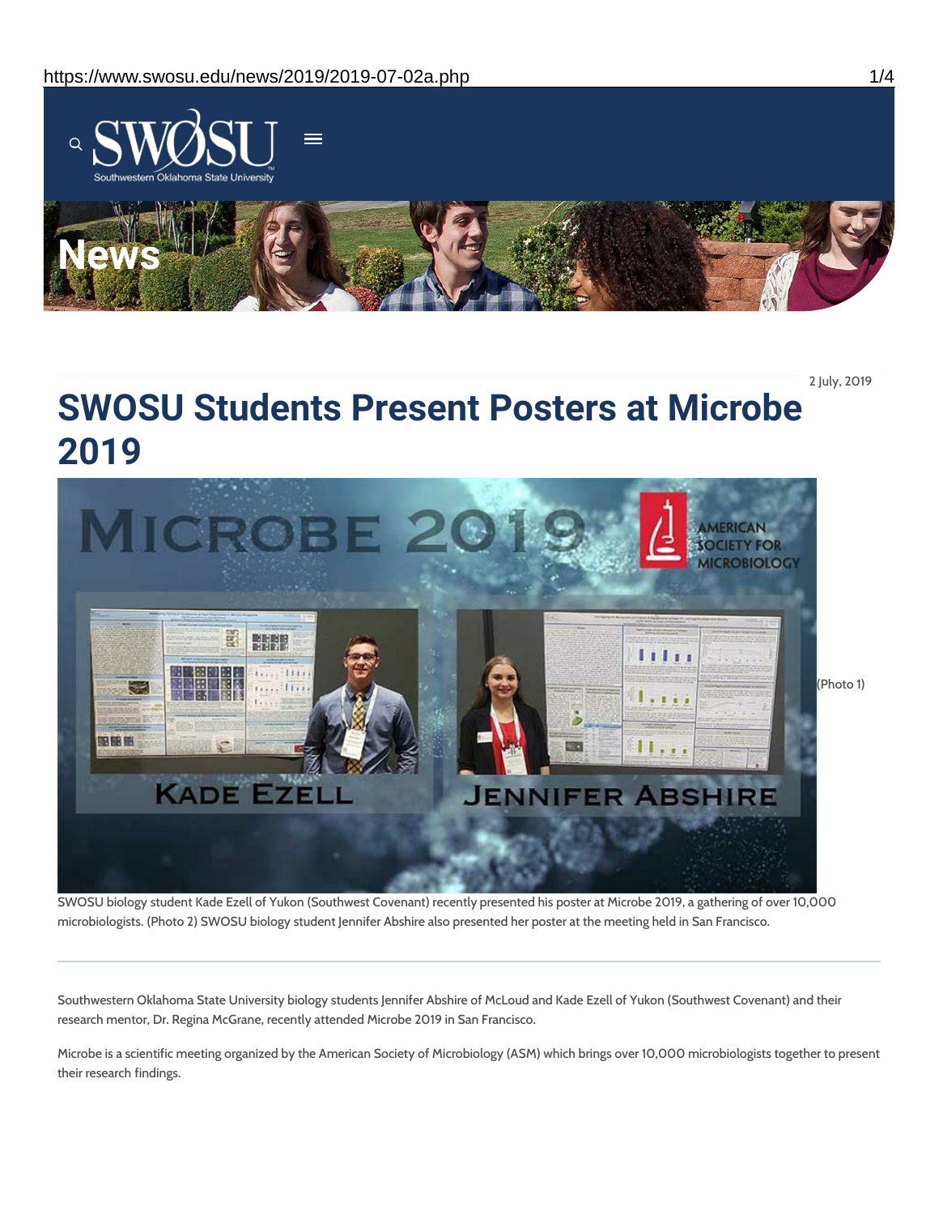2 July, 2019

# SWOSU Students Present Posters at Microbe 2019

(Photo 1)

SWOSU biology student Kade Ezell of Yukon (Southwest Covenant) recently presented his poster at Microbe 2019, a gathering of over 10,000 microbiologists. (Photo 2) SWOSU biology student Jennifer Abshire also presented her poster at the meeting held in San Francisco.

---

Southwestern Oklahoma State University biology students Jennifer Abshire of McLoud and Kade Ezell of Yukon (Southwest Covenant) and their research mentor, Dr. Regina McGrane, recently attended Microbe 2019 in San Francisco.

Microbe is a scientific meeting organized by the American Society of Microbiology (ASM) which brings over 10,000 microbiologists together to present their research findings.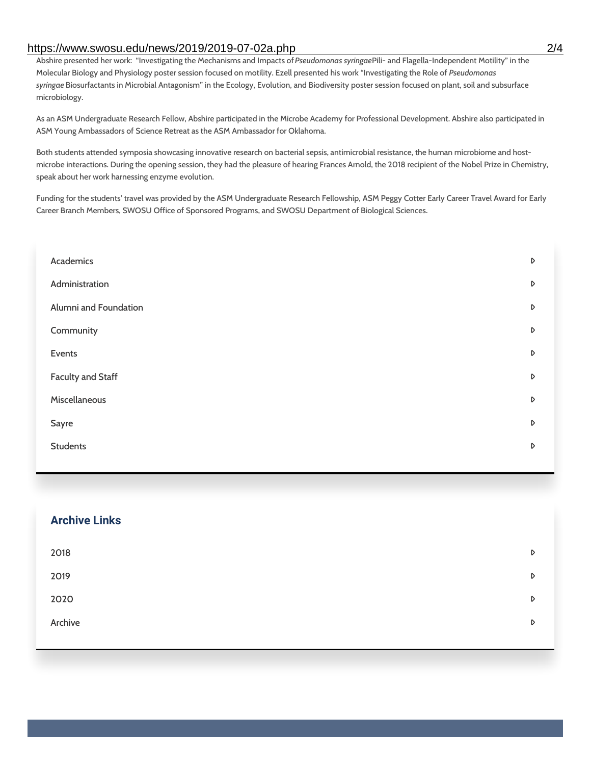Abshire presented her work: "Investigating the Mechanisms and Impacts of *Pseudomonas syringae* Pili- and Flagella-Independent Motility" in the Molecular Biology and Physiology poster session focused on motility. Ezell presented his work "Investigating the Role of *Pseudomonas syringae* Biosurfactants in Microbial Antagonism" in the Ecology, Evolution, and Biodiversity poster session focused on plant, soil and subsurface microbiology.

As an ASM Undergraduate Research Fellow, Abshire participated in the Microbe Academy for Professional Development. Abshire also participated in ASM Young Ambassadors of Science Retreat as the ASM Ambassador for Oklahoma.

Both students attended symposia showcasing innovative research on bacterial sepsis, antimicrobial resistance, the human microbiome and host-microbe interactions. During the opening session, they had the pleasure of hearing Frances Arnold, the 2018 recipient of the Nobel Prize in Chemistry, speak about her work harnessing enzyme evolution.

Funding for the students' travel was provided by the ASM Undergraduate Research Fellowship, ASM Peggy Cotter Early Career Travel Award for Early Career Branch Members, SWOSU Office of Sponsored Programs, and SWOSU Department of Biological Sciences.

- Academics
- Administration
- Alumni and Foundation
- Community
- Events
- Faculty and Staff
- Miscellaneous
- Sayre
- Students

## Archive Links

- 2018
- 2019
- 2020
- Archive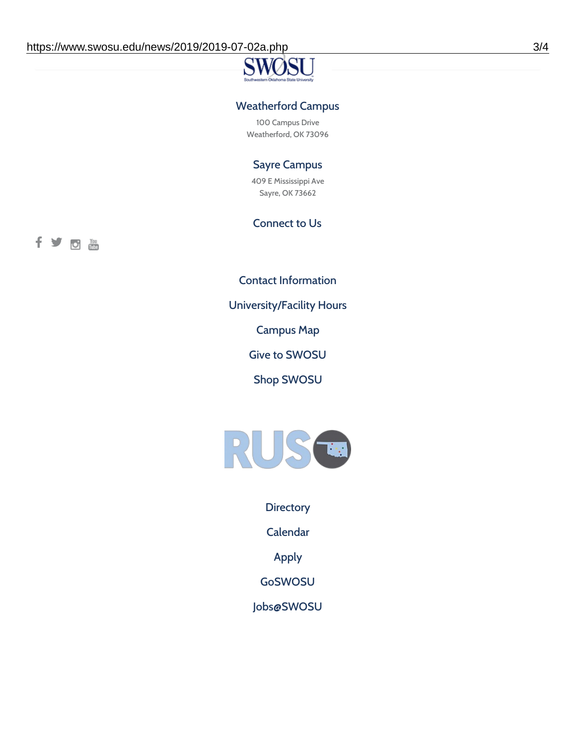### Weatherford Campus

100 Campus Drive
Weatherford, OK 73096

### Sayre Campus

409 E Mississippi Ave
Sayre, OK 73662

### Connect to Us

Contact Information

University/Facility Hours

Campus Map

Give to SWOSU

Shop SWOSU

Directory

Calendar

Apply

GoSWOSU

Jobs@SWOSU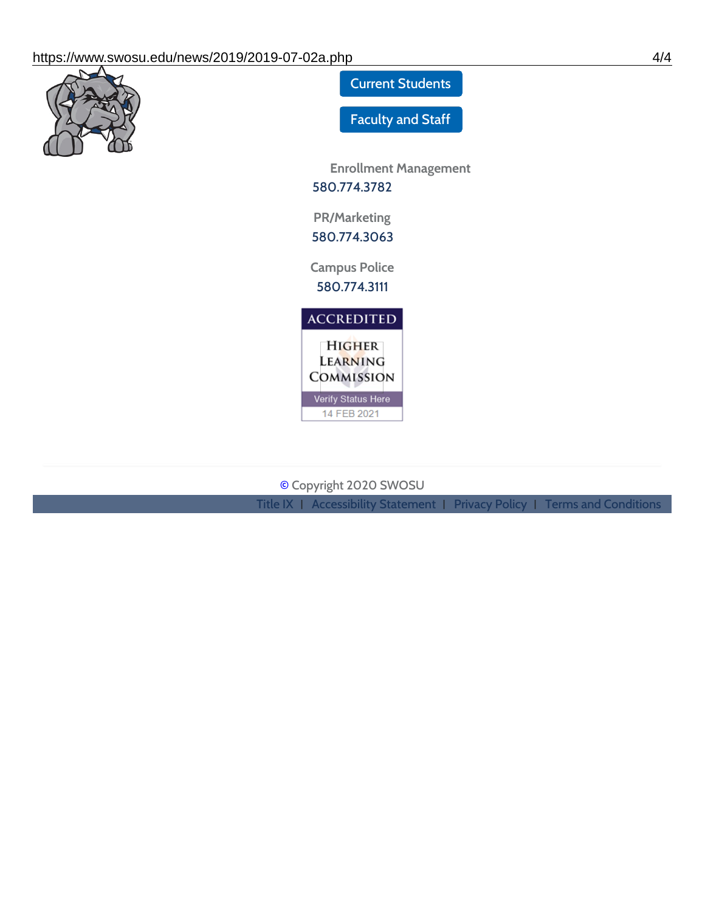Current Students

Faculty and Staff

Enrollment Management
580.774.3782

PR/Marketing
580.774.3063

Campus Police
580.774.3111

ACCREDITED
HIGHER LEARNING COMMISSION
Verify Status Here
14 FEB 2021

© Copyright 2020 SWOSU

Title IX | Accessibility Statement | Privacy Policy | Terms and Conditions